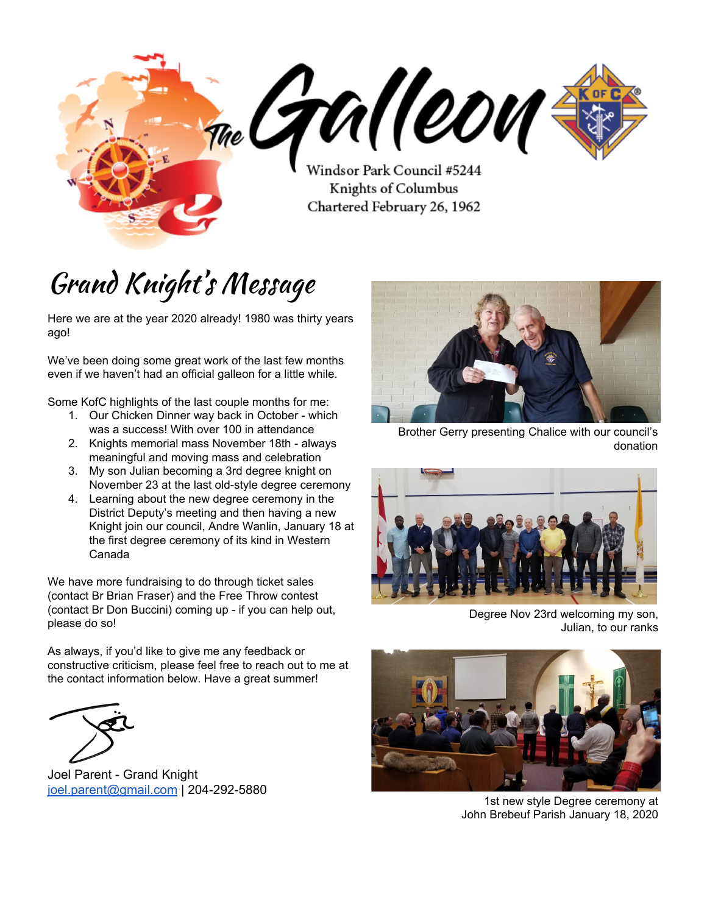# The Galleon

Windsor Park Council #5244
Knights of Columbus
Chartered February 26, 1962

## Grand Knight's Message

Here we are at the year 2020 already! 1980 was thirty years ago!

We've been doing some great work of the last few months even if we haven't had an official galleon for a little while.

Some KofC highlights of the last couple months for me:

1. Our Chicken Dinner way back in October - which was a success! With over 100 in attendance
2. Knights memorial mass November 18th - always meaningful and moving mass and celebration
3. My son Julian becoming a 3rd degree knight on November 23 at the last old-style degree ceremony
4. Learning about the new degree ceremony in the District Deputy's meeting and then having a new Knight join our council, Andre Wanlin, January 18 at the first degree ceremony of its kind in Western Canada

We have more fundraising to do through ticket sales (contact Br Brian Fraser) and the Free Throw contest (contact Br Don Buccini) coming up - if you can help out, please do so!

As always, if you'd like to give me any feedback or constructive criticism, please feel free to reach out to me at the contact information below. Have a great summer!

Joel Parent - Grand Knight
joel.parent@gmail.com | 204-292-5880

Brother Gerry presenting Chalice with our council's donation

Degree Nov 23rd welcoming my son, Julian, to our ranks

1st new style Degree ceremony at John Brebeuf Parish January 18, 2020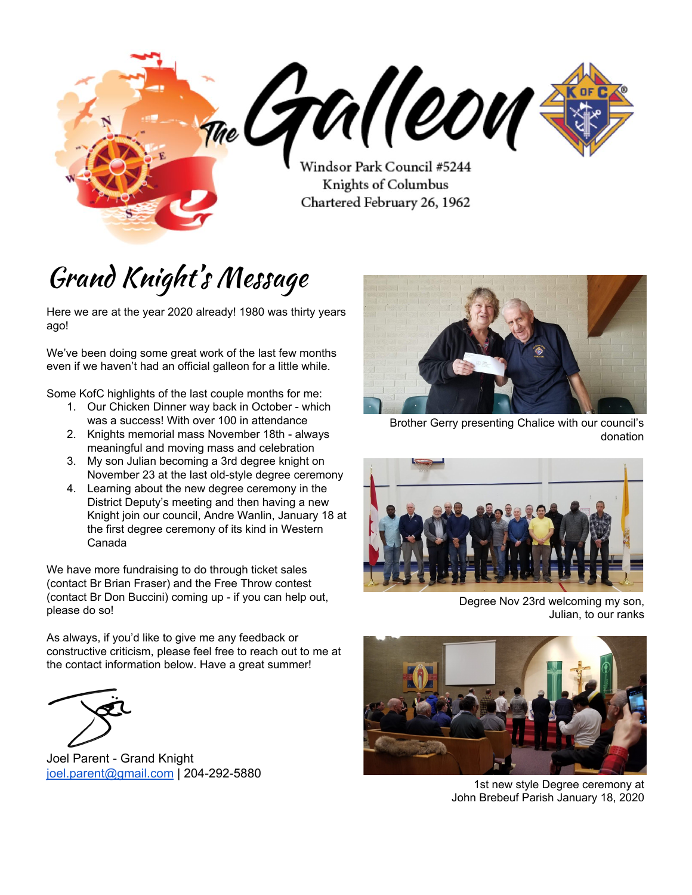# The Galleon

Windsor Park Council #5244
Knights of Columbus
Chartered February 26, 1962

## Grand Knight's Message

Here we are at the year 2020 already! 1980 was thirty years ago!

We've been doing some great work of the last few months even if we haven't had an official galleon for a little while.

Some KofC highlights of the last couple months for me:

1. Our Chicken Dinner way back in October - which was a success! With over 100 in attendance
2. Knights memorial mass November 18th - always meaningful and moving mass and celebration
3. My son Julian becoming a 3rd degree knight on November 23 at the last old-style degree ceremony
4. Learning about the new degree ceremony in the District Deputy's meeting and then having a new Knight join our council, Andre Wanlin, January 18 at the first degree ceremony of its kind in Western Canada

We have more fundraising to do through ticket sales (contact Br Brian Fraser) and the Free Throw contest (contact Br Don Buccini) coming up - if you can help out, please do so!

As always, if you'd like to give me any feedback or constructive criticism, please feel free to reach out to me at the contact information below. Have a great summer!

Joel Parent - Grand Knight
joel.parent@gmail.com | 204-292-5880

Brother Gerry presenting Chalice with our council's donation

Degree Nov 23rd welcoming my son, Julian, to our ranks

1st new style Degree ceremony at John Brebeuf Parish January 18, 2020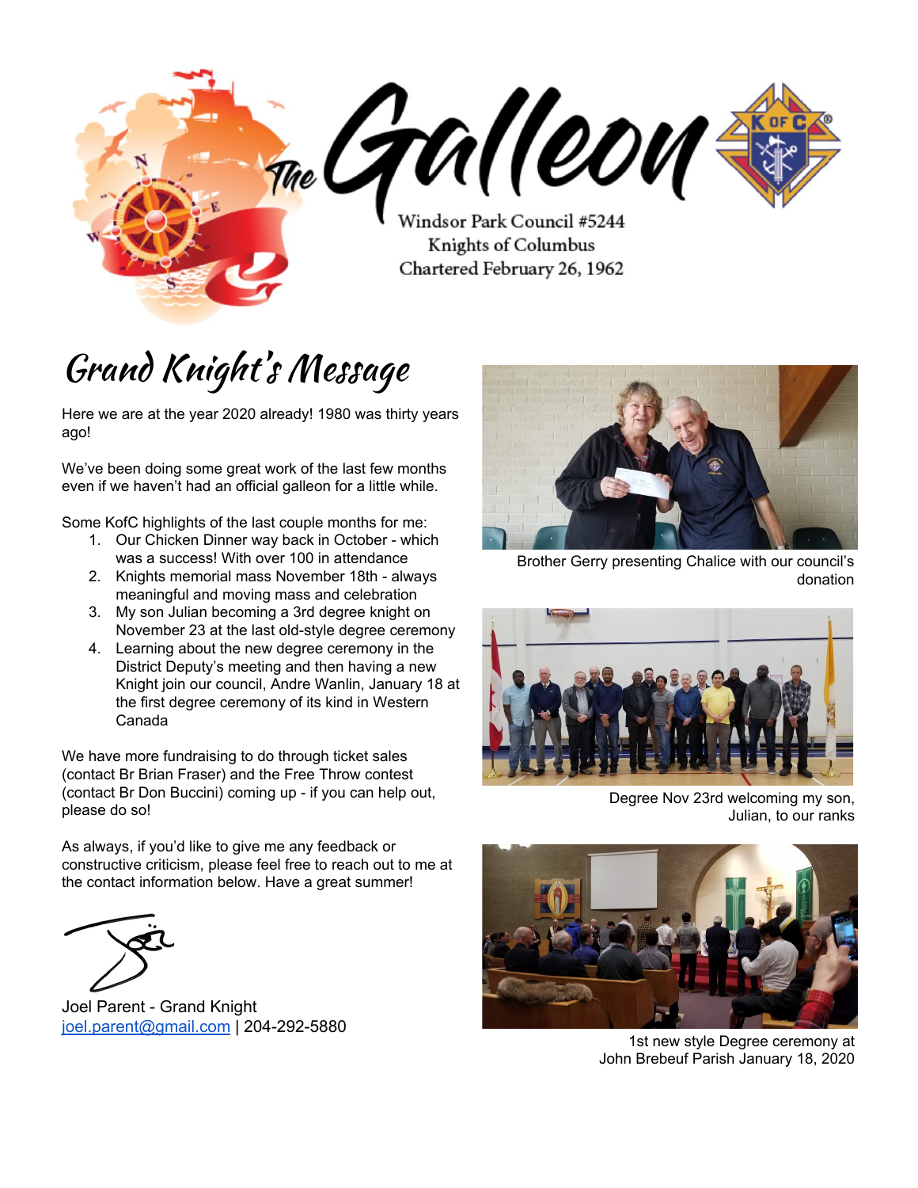# The Galleon

Windsor Park Council #5244
Knights of Columbus
Chartered February 26, 1962

## Grand Knight's Message

Here we are at the year 2020 already! 1980 was thirty years ago!

We've been doing some great work of the last few months even if we haven't had an official galleon for a little while.

Some KofC highlights of the last couple months for me:

1. Our Chicken Dinner way back in October - which was a success! With over 100 in attendance
2. Knights memorial mass November 18th - always meaningful and moving mass and celebration
3. My son Julian becoming a 3rd degree knight on November 23 at the last old-style degree ceremony
4. Learning about the new degree ceremony in the District Deputy's meeting and then having a new Knight join our council, Andre Wanlin, January 18 at the first degree ceremony of its kind in Western Canada

We have more fundraising to do through ticket sales (contact Br Brian Fraser) and the Free Throw contest (contact Br Don Buccini) coming up - if you can help out, please do so!

As always, if you'd like to give me any feedback or constructive criticism, please feel free to reach out to me at the contact information below. Have a great summer!

Joel Parent - Grand Knight
joel.parent@gmail.com | 204-292-5880

Brother Gerry presenting Chalice with our council's donation

Degree Nov 23rd welcoming my son, Julian, to our ranks

1st new style Degree ceremony at John Brebeuf Parish January 18, 2020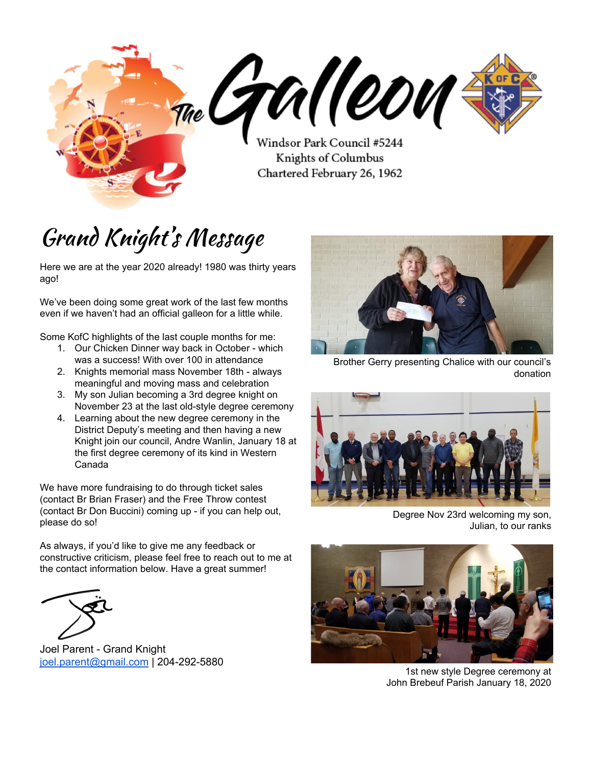# The Galleon

Windsor Park Council #5244
Knights of Columbus
Chartered February 26, 1962

## Grand Knight's Message

Here we are at the year 2020 already! 1980 was thirty years ago!

We've been doing some great work of the last few months even if we haven't had an official galleon for a little while.

Some KofC highlights of the last couple months for me:

1. Our Chicken Dinner way back in October - which was a success! With over 100 in attendance
2. Knights memorial mass November 18th - always meaningful and moving mass and celebration
3. My son Julian becoming a 3rd degree knight on November 23 at the last old-style degree ceremony
4. Learning about the new degree ceremony in the District Deputy's meeting and then having a new Knight join our council, Andre Wanlin, January 18 at the first degree ceremony of its kind in Western Canada

We have more fundraising to do through ticket sales (contact Br Brian Fraser) and the Free Throw contest (contact Br Don Buccini) coming up - if you can help out, please do so!

As always, if you'd like to give me any feedback or constructive criticism, please feel free to reach out to me at the contact information below. Have a great summer!

Joel Parent - Grand Knight
joel.parent@gmail.com | 204-292-5880

Brother Gerry presenting Chalice with our council's donation

Degree Nov 23rd welcoming my son, Julian, to our ranks

1st new style Degree ceremony at John Brebeuf Parish January 18, 2020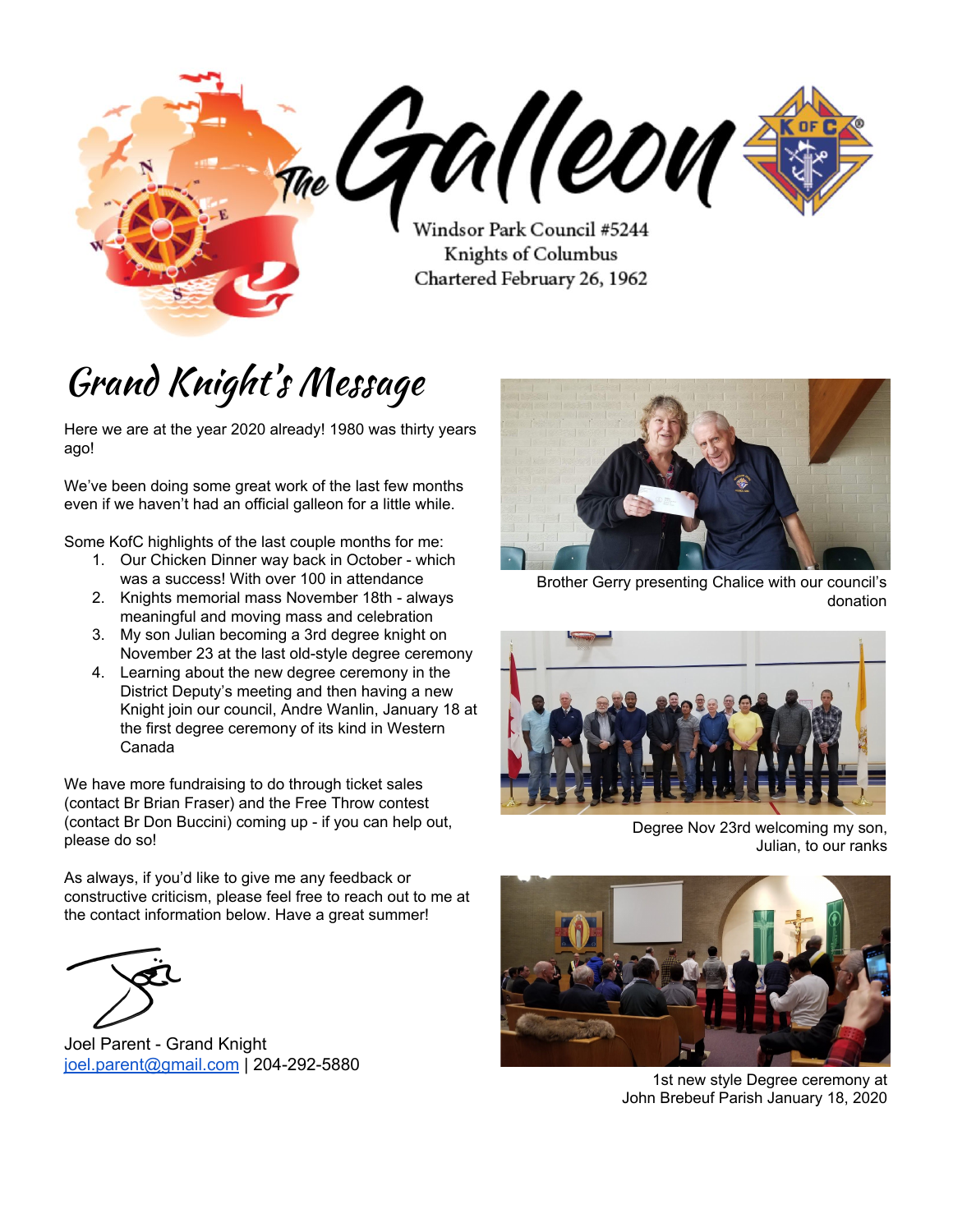# The Galleon

Windsor Park Council #5244
Knights of Columbus
Chartered February 26, 1962

## Grand Knight's Message

Here we are at the year 2020 already! 1980 was thirty years ago!

We've been doing some great work of the last few months even if we haven't had an official galleon for a little while.

Some KofC highlights of the last couple months for me:

1. Our Chicken Dinner way back in October - which was a success! With over 100 in attendance
2. Knights memorial mass November 18th - always meaningful and moving mass and celebration
3. My son Julian becoming a 3rd degree knight on November 23 at the last old-style degree ceremony
4. Learning about the new degree ceremony in the District Deputy's meeting and then having a new Knight join our council, Andre Wanlin, January 18 at the first degree ceremony of its kind in Western Canada

We have more fundraising to do through ticket sales (contact Br Brian Fraser) and the Free Throw contest (contact Br Don Buccini) coming up - if you can help out, please do so!

As always, if you'd like to give me any feedback or constructive criticism, please feel free to reach out to me at the contact information below. Have a great summer!

Joel Parent - Grand Knight
joel.parent@gmail.com | 204-292-5880

Brother Gerry presenting Chalice with our council's donation

Degree Nov 23rd welcoming my son, Julian, to our ranks

1st new style Degree ceremony at John Brebeuf Parish January 18, 2020